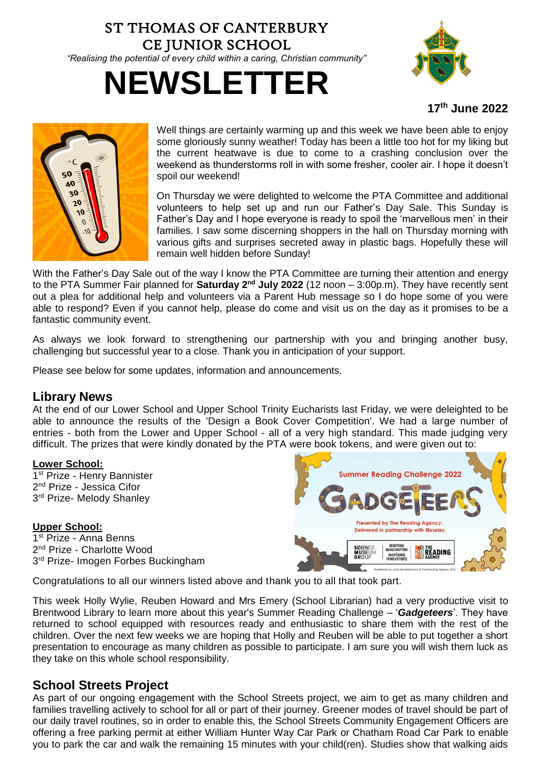# ST THOMAS OF CANTERBURY CE JUNIOR SCHOOL

*"Realising the potential of every child within a caring, Christian community"*

# NEWSLETTER

**17th June 2022**

Well things are certainly warming up and this week we have been able to enjoy some gloriously sunny weather! Today has been a little too hot for my liking but the current heatwave is due to come to a crashing conclusion over the weekend as thunderstorms roll in with some fresher, cooler air. I hope it doesn't spoil our weekend!

On Thursday we were delighted to welcome the PTA Committee and additional volunteers to help set up and run our Father's Day Sale. This Sunday is Father's Day and I hope everyone is ready to spoil the 'marvellous men' in their families. I saw some discerning shoppers in the hall on Thursday morning with various gifts and surprises secreted away in plastic bags. Hopefully these will remain well hidden before Sunday!

With the Father's Day Sale out of the way I know the PTA Committee are turning their attention and energy to the PTA Summer Fair planned for **Saturday 2nd July 2022** (12 noon – 3:00p.m). They have recently sent out a plea for additional help and volunteers via a Parent Hub message so I do hope some of you were able to respond? Even if you cannot help, please do come and visit us on the day as it promises to be a fantastic community event.

As always we look forward to strengthening our partnership with you and bringing another busy, challenging but successful year to a close. Thank you in anticipation of your support.

Please see below for some updates, information and announcements.

## Library News

At the end of our Lower School and Upper School Trinity Eucharists last Friday, we were deleighted to be able to announce the results of the 'Design a Book Cover Competition'. We had a large number of entries - both from the Lower and Upper School - all of a very high standard. This made judging very difficult. The prizes that were kindly donated by the PTA were book tokens, and were given out to:

**Lower School:**

1st Prize - Henry Bannister
2nd Prize - Jessica Cifor
3rd Prize- Melody Shanley

**Upper School:**

1st Prize - Anna Benns
2nd Prize - Charlotte Wood
3rd Prize- Imogen Forbes Buckingham

Congratulations to all our winners listed above and thank you to all that took part.

This week Holly Wylie, Reuben Howard and Mrs Emery (School Librarian) had a very productive visit to Brentwood Library to learn more about this year's Summer Reading Challenge – '***Gadgeteers***'. They have returned to school equipped with resources ready and enthusiastic to share them with the rest of the children. Over the next few weeks we are hoping that Holly and Reuben will be able to put together a short presentation to encourage as many children as possible to participate. I am sure you will wish them luck as they take on this whole school responsibility.

## School Streets Project

As part of our ongoing engagement with the School Streets project, we aim to get as many children and families travelling actively to school for all or part of their journey. Greener modes of travel should be part of our daily travel routines, so in order to enable this, the School Streets Community Engagement Officers are offering a free parking permit at either William Hunter Way Car Park or Chatham Road Car Park to enable you to park the car and walk the remaining 15 minutes with your child(ren). Studies show that walking aids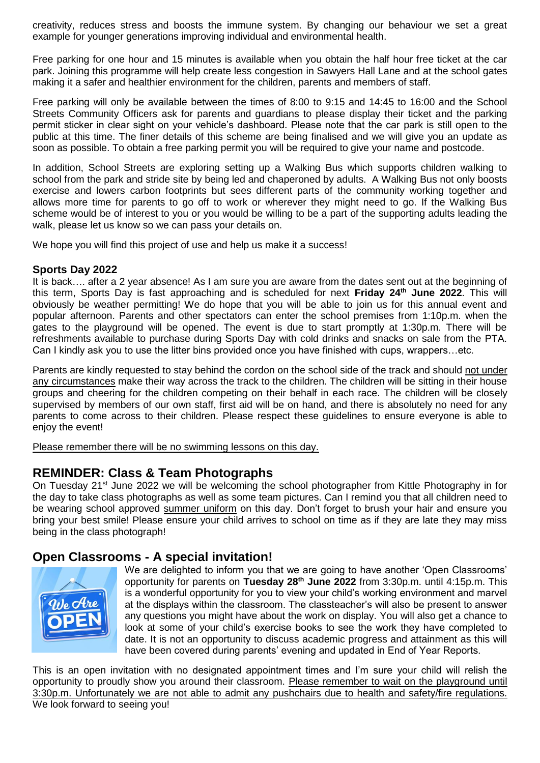creativity, reduces stress and boosts the immune system. By changing our behaviour we set a great example for younger generations improving individual and environmental health.

Free parking for one hour and 15 minutes is available when you obtain the half hour free ticket at the car park. Joining this programme will help create less congestion in Sawyers Hall Lane and at the school gates making it a safer and healthier environment for the children, parents and members of staff.

Free parking will only be available between the times of 8:00 to 9:15 and 14:45 to 16:00 and the School Streets Community Officers ask for parents and guardians to please display their ticket and the parking permit sticker in clear sight on your vehicle's dashboard. Please note that the car park is still open to the public at this time. The finer details of this scheme are being finalised and we will give you an update as soon as possible. To obtain a free parking permit you will be required to give your name and postcode.

In addition, School Streets are exploring setting up a Walking Bus which supports children walking to school from the park and stride site by being led and chaperoned by adults. A Walking Bus not only boosts exercise and lowers carbon footprints but sees different parts of the community working together and allows more time for parents to go off to work or wherever they might need to go. If the Walking Bus scheme would be of interest to you or you would be willing to be a part of the supporting adults leading the walk, please let us know so we can pass your details on.

We hope you will find this project of use and help us make it a success!

### Sports Day 2022

It is back…. after a 2 year absence! As I am sure you are aware from the dates sent out at the beginning of this term, Sports Day is fast approaching and is scheduled for next **Friday 24th June 2022**. This will obviously be weather permitting! We do hope that you will be able to join us for this annual event and popular afternoon. Parents and other spectators can enter the school premises from 1:10p.m. when the gates to the playground will be opened. The event is due to start promptly at 1:30p.m. There will be refreshments available to purchase during Sports Day with cold drinks and snacks on sale from the PTA. Can I kindly ask you to use the litter bins provided once you have finished with cups, wrappers…etc.

Parents are kindly requested to stay behind the cordon on the school side of the track and should not under any circumstances make their way across the track to the children. The children will be sitting in their house groups and cheering for the children competing on their behalf in each race. The children will be closely supervised by members of our own staff, first aid will be on hand, and there is absolutely no need for any parents to come across to their children. Please respect these guidelines to ensure everyone is able to enjoy the event!

Please remember there will be no swimming lessons on this day.

## REMINDER: Class & Team Photographs

On Tuesday 21st June 2022 we will be welcoming the school photographer from Kittle Photography in for the day to take class photographs as well as some team pictures. Can I remind you that all children need to be wearing school approved summer uniform on this day. Don't forget to brush your hair and ensure you bring your best smile! Please ensure your child arrives to school on time as if they are late they may miss being in the class photograph!

## Open Classrooms - A special invitation!

We are delighted to inform you that we are going to have another 'Open Classrooms' opportunity for parents on **Tuesday 28th June 2022** from 3:30p.m. until 4:15p.m. This is a wonderful opportunity for you to view your child's working environment and marvel at the displays within the classroom. The classteacher's will also be present to answer any questions you might have about the work on display. You will also get a chance to look at some of your child's exercise books to see the work they have completed to date. It is not an opportunity to discuss academic progress and attainment as this will have been covered during parents' evening and updated in End of Year Reports.

This is an open invitation with no designated appointment times and I'm sure your child will relish the opportunity to proudly show you around their classroom. Please remember to wait on the playground until 3:30p.m. Unfortunately we are not able to admit any pushchairs due to health and safety/fire regulations. We look forward to seeing you!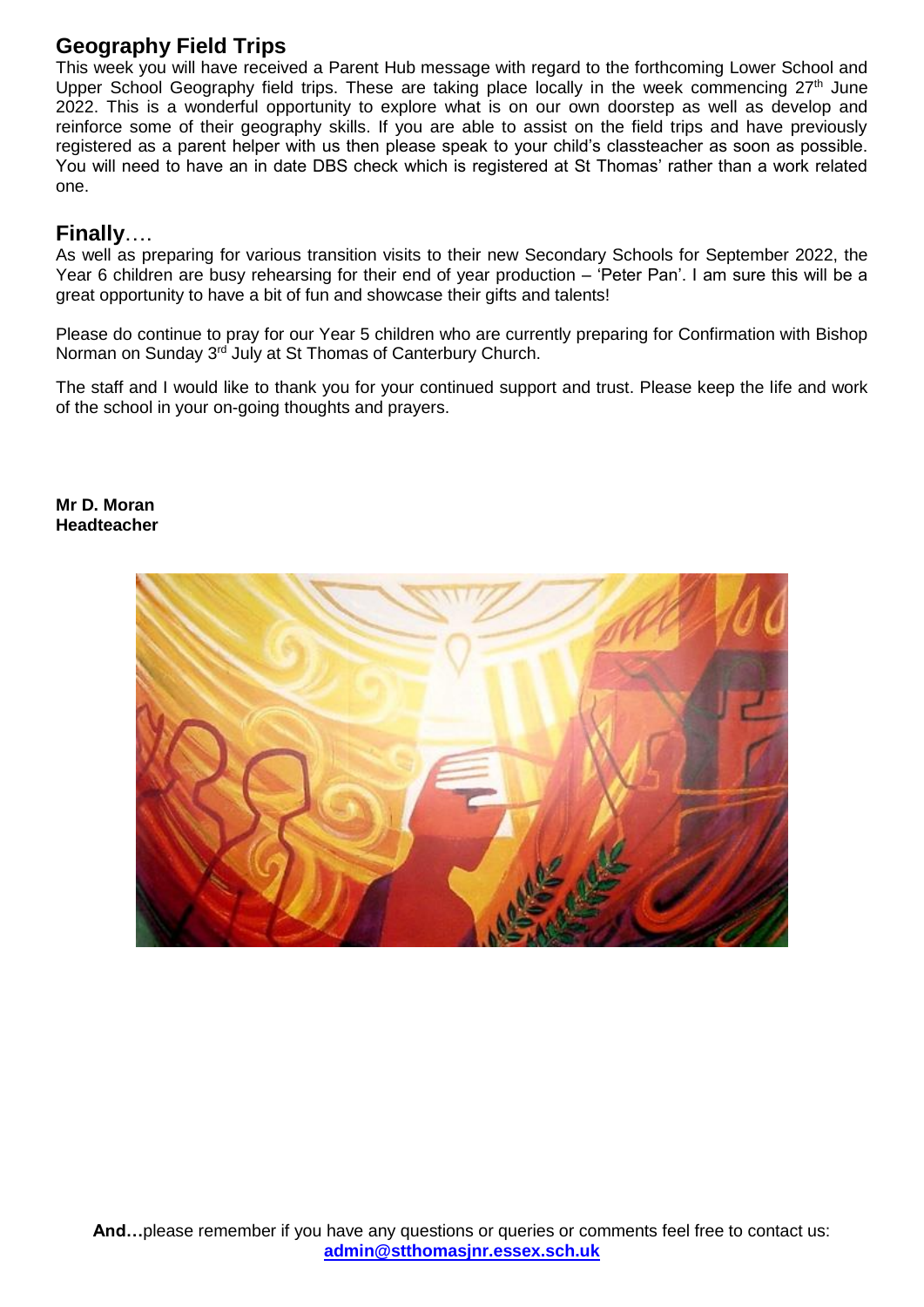## Geography Field Trips

This week you will have received a Parent Hub message with regard to the forthcoming Lower School and Upper School Geography field trips. These are taking place locally in the week commencing 27th June 2022. This is a wonderful opportunity to explore what is on our own doorstep as well as develop and reinforce some of their geography skills. If you are able to assist on the field trips and have previously registered as a parent helper with us then please speak to your child's classteacher as soon as possible. You will need to have an in date DBS check which is registered at St Thomas' rather than a work related one.

## Finally….

As well as preparing for various transition visits to their new Secondary Schools for September 2022, the Year 6 children are busy rehearsing for their end of year production – 'Peter Pan'. I am sure this will be a great opportunity to have a bit of fun and showcase their gifts and talents!

Please do continue to pray for our Year 5 children who are currently preparing for Confirmation with Bishop Norman on Sunday 3rd July at St Thomas of Canterbury Church.

The staff and I would like to thank you for your continued support and trust. Please keep the life and work of the school in your on-going thoughts and prayers.

**Mr D. Moran**
**Headteacher**

**And…**please remember if you have any questions or queries or comments feel free to contact us: **admin@stthomasjnr.essex.sch.uk**